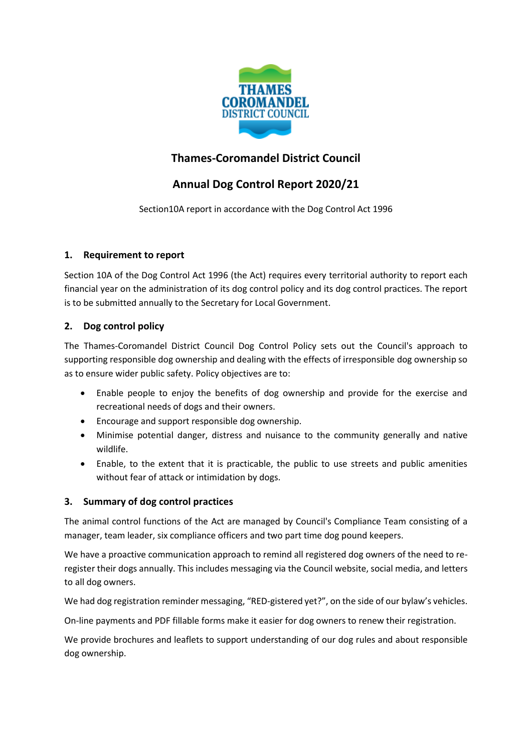# Thames-Coromandel District Council

## Annual Dog Control Report 2020/21

Section10A report in accordance with the Dog Control Act 1996

### 1. Requirement to report

Section 10A of the Dog Control Act 1996 (the Act) requires every territorial authority to report each financial year on the administration of its dog control policy and its dog control practices. The report is to be submitted annually to the Secretary for Local Government.

### 2. Dog control policy

The Thames-Coromandel District Council Dog Control Policy sets out the Council's approach to supporting responsible dog ownership and dealing with the effects of irresponsible dog ownership so as to ensure wider public safety. Policy objectives are to:

- Enable people to enjoy the benefits of dog ownership and provide for the exercise and recreational needs of dogs and their owners.
- Encourage and support responsible dog ownership.
- Minimise potential danger, distress and nuisance to the community generally and native wildlife.
- Enable, to the extent that it is practicable, the public to use streets and public amenities without fear of attack or intimidation by dogs.

### 3. Summary of dog control practices

The animal control functions of the Act are managed by Council's Compliance Team consisting of a manager, team leader, six compliance officers and two part time dog pound keepers.

We have a proactive communication approach to remind all registered dog owners of the need to re-register their dogs annually. This includes messaging via the Council website, social media, and letters to all dog owners.

We had dog registration reminder messaging, "RED-gistered yet?", on the side of our bylaw's vehicles.

On-line payments and PDF fillable forms make it easier for dog owners to renew their registration.

We provide brochures and leaflets to support understanding of our dog rules and about responsible dog ownership.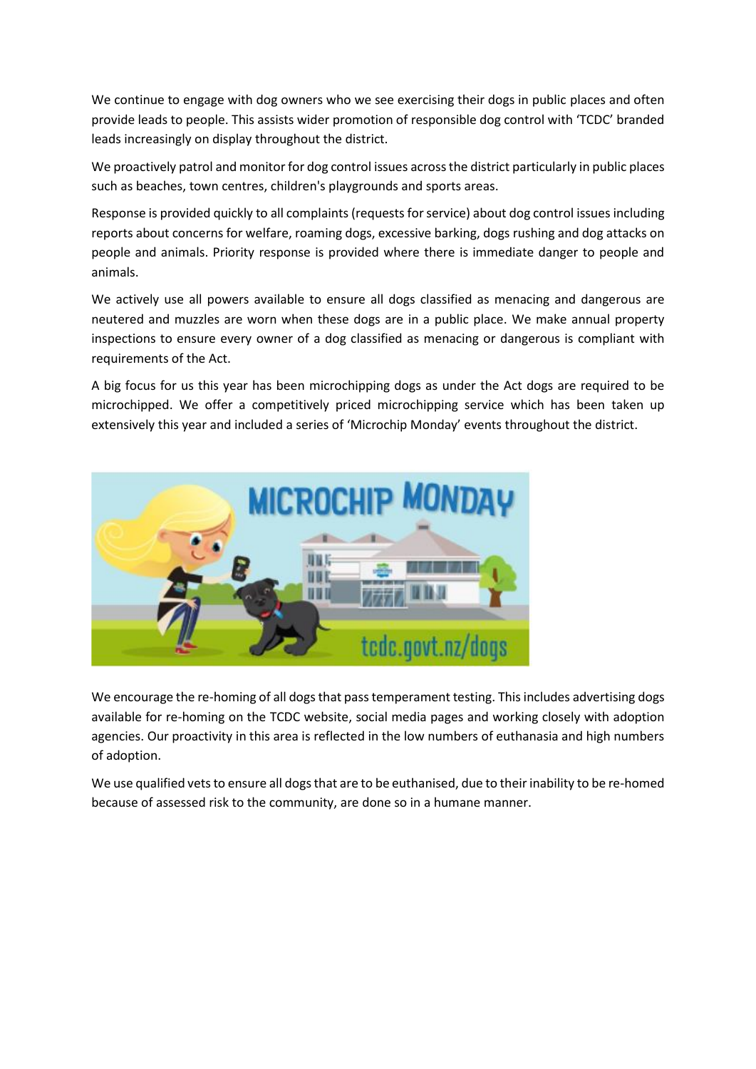We continue to engage with dog owners who we see exercising their dogs in public places and often provide leads to people. This assists wider promotion of responsible dog control with 'TCDC' branded leads increasingly on display throughout the district.

We proactively patrol and monitor for dog control issues across the district particularly in public places such as beaches, town centres, children's playgrounds and sports areas.

Response is provided quickly to all complaints (requests for service) about dog control issues including reports about concerns for welfare, roaming dogs, excessive barking, dogs rushing and dog attacks on people and animals. Priority response is provided where there is immediate danger to people and animals.

We actively use all powers available to ensure all dogs classified as menacing and dangerous are neutered and muzzles are worn when these dogs are in a public place. We make annual property inspections to ensure every owner of a dog classified as menacing or dangerous is compliant with requirements of the Act.

A big focus for us this year has been microchipping dogs as under the Act dogs are required to be microchipped. We offer a competitively priced microchipping service which has been taken up extensively this year and included a series of 'Microchip Monday' events throughout the district.

We encourage the re-homing of all dogs that pass temperament testing. This includes advertising dogs available for re-homing on the TCDC website, social media pages and working closely with adoption agencies. Our proactivity in this area is reflected in the low numbers of euthanasia and high numbers of adoption.

We use qualified vets to ensure all dogs that are to be euthanised, due to their inability to be re-homed because of assessed risk to the community, are done so in a humane manner.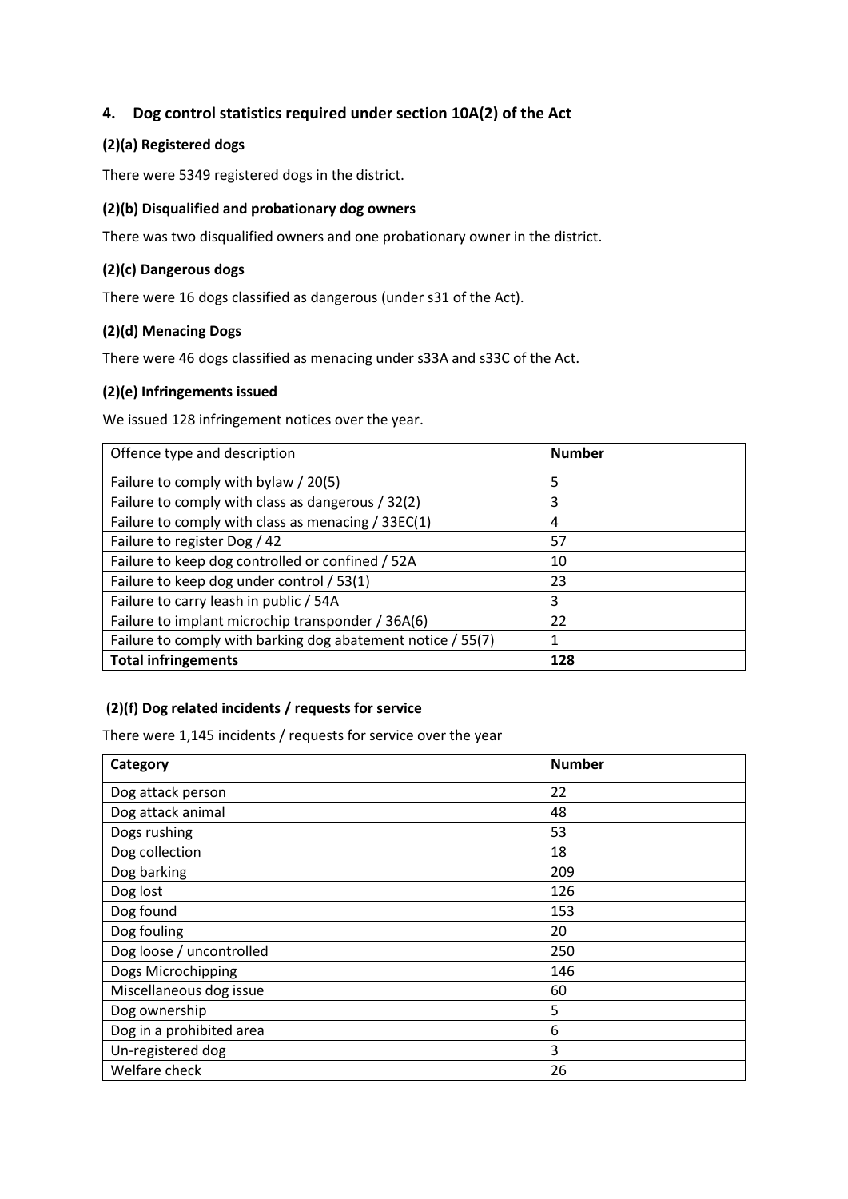## 4. Dog control statistics required under section 10A(2) of the Act

### (2)(a) Registered dogs

There were 5349 registered dogs in the district.

### (2)(b) Disqualified and probationary dog owners

There was two disqualified owners and one probationary owner in the district.

### (2)(c) Dangerous dogs

There were 16 dogs classified as dangerous (under s31 of the Act).

### (2)(d) Menacing Dogs

There were 46 dogs classified as menacing under s33A and s33C of the Act.

### (2)(e) Infringements issued

We issued 128 infringement notices over the year.

| Offence type and description | Number |
|---|---|
| Failure to comply with bylaw / 20(5) | 5 |
| Failure to comply with class as dangerous / 32(2) | 3 |
| Failure to comply with class as menacing / 33EC(1) | 4 |
| Failure to register Dog / 42 | 57 |
| Failure to keep dog controlled or confined / 52A | 10 |
| Failure to keep dog under control / 53(1) | 23 |
| Failure to carry leash in public / 54A | 3 |
| Failure to implant microchip transponder / 36A(6) | 22 |
| Failure to comply with barking dog abatement notice / 55(7) | 1 |
| **Total infringements** | **128** |

### (2)(f) Dog related incidents / requests for service

There were 1,145 incidents / requests for service over the year

| Category | Number |
|---|---|
| Dog attack person | 22 |
| Dog attack animal | 48 |
| Dogs rushing | 53 |
| Dog collection | 18 |
| Dog barking | 209 |
| Dog lost | 126 |
| Dog found | 153 |
| Dog fouling | 20 |
| Dog loose / uncontrolled | 250 |
| Dogs Microchipping | 146 |
| Miscellaneous dog issue | 60 |
| Dog ownership | 5 |
| Dog in a prohibited area | 6 |
| Un-registered dog | 3 |
| Welfare check | 26 |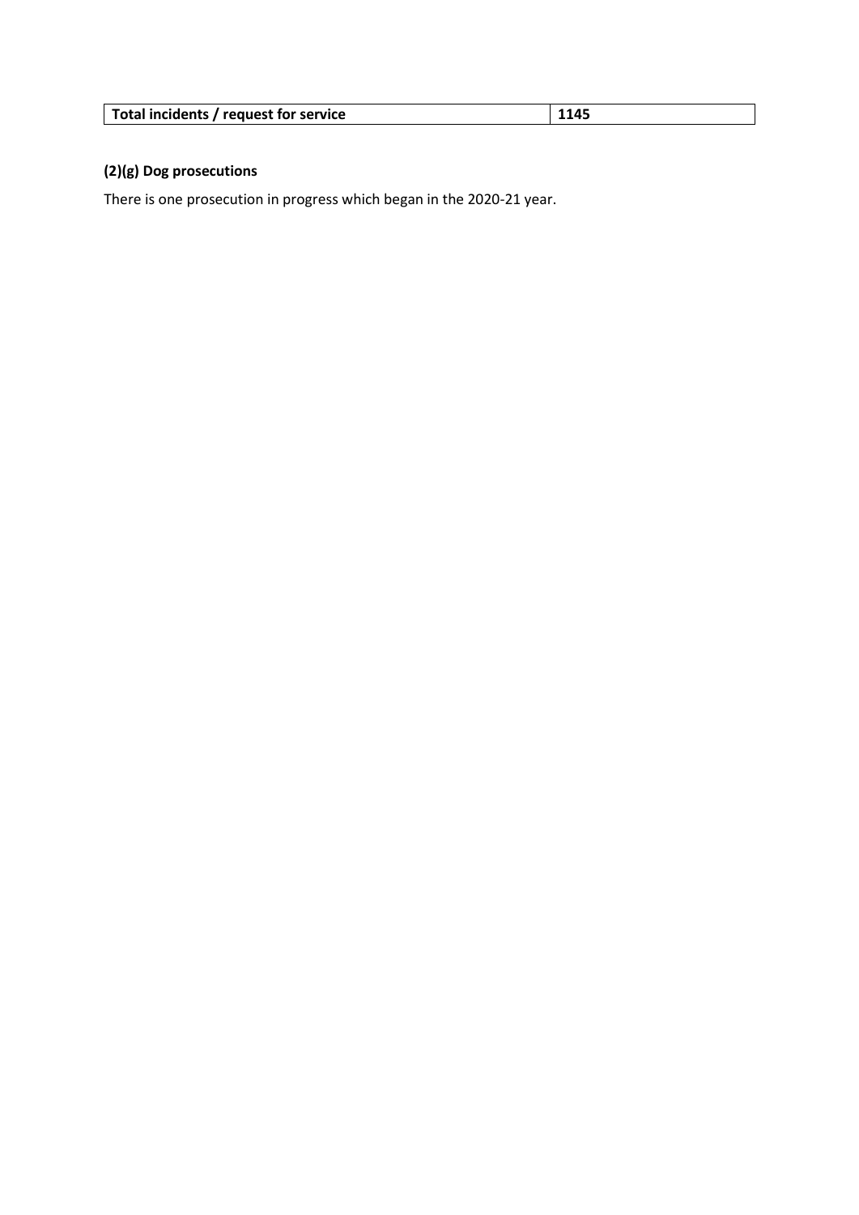| | |
|---|---|
| **Total incidents / request for service** | **1145** |

**(2)(g) Dog prosecutions**

There is one prosecution in progress which began in the 2020-21 year.